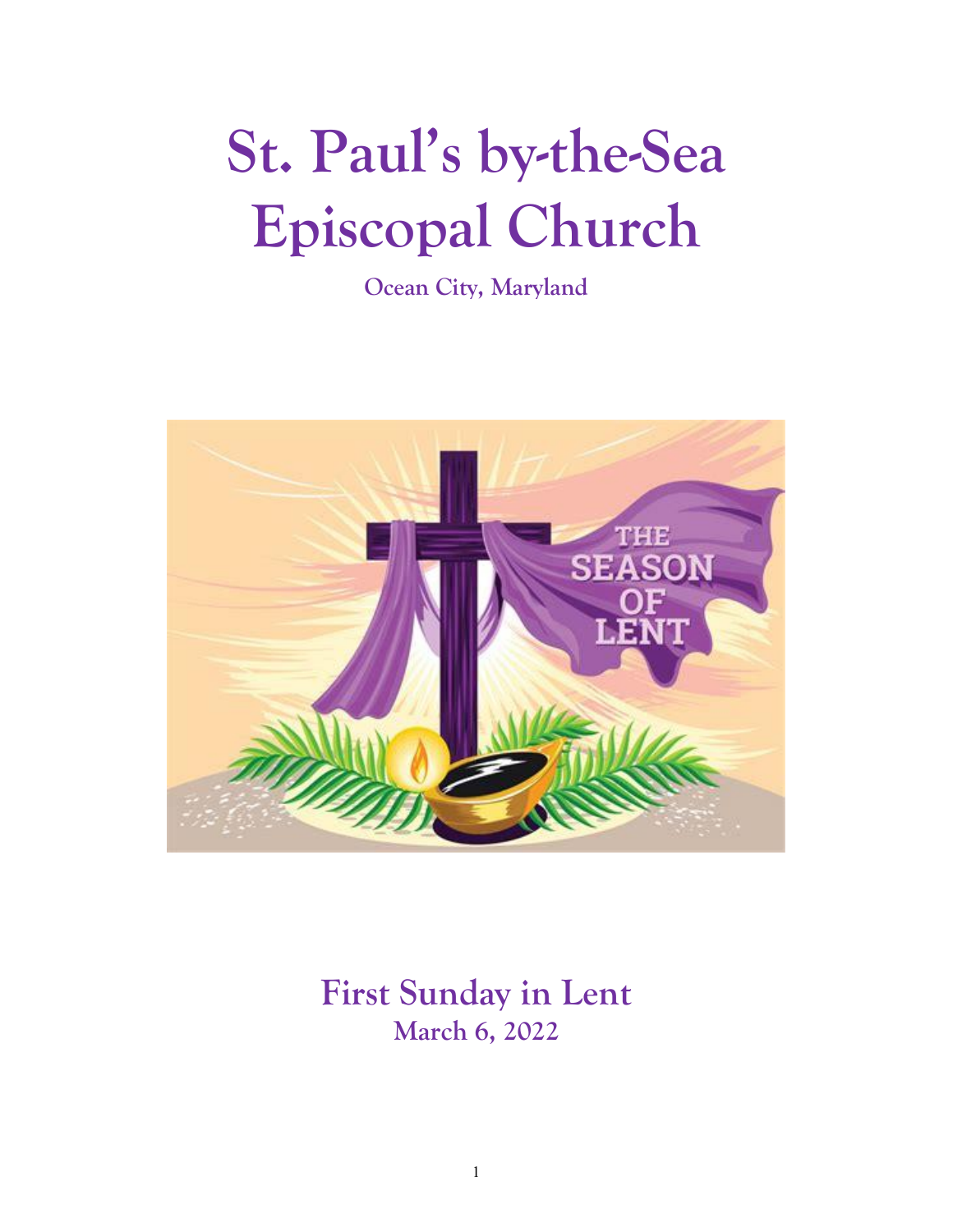# St. Paul's by-the-Sea Episcopal Church

**Ocean City, Maryland**

## First Sunday in Lent

**March 6, 2022**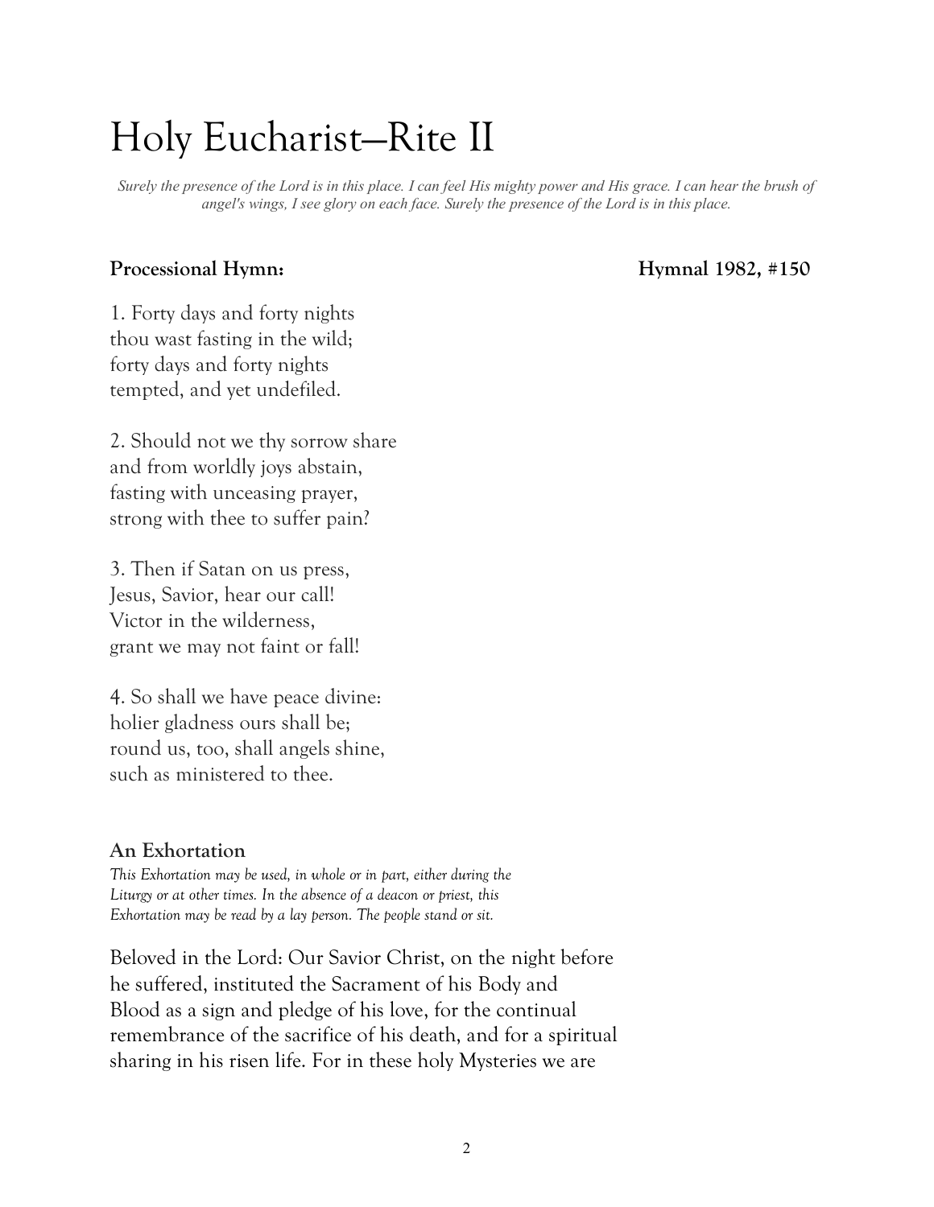# Holy Eucharist—Rite II

*Surely the presence of the Lord is in this place. I can feel His mighty power and His grace. I can hear the brush of angel's wings, I see glory on each face. Surely the presence of the Lord is in this place.*

**Processional Hymn:** **Hymnal 1982, #150**

1. Forty days and forty nights
thou wast fasting in the wild;
forty days and forty nights
tempted, and yet undefiled.

2. Should not we thy sorrow share
and from worldly joys abstain,
fasting with unceasing prayer,
strong with thee to suffer pain?

3. Then if Satan on us press,
Jesus, Savior, hear our call!
Victor in the wilderness,
grant we may not faint or fall!

4. So shall we have peace divine:
holier gladness ours shall be;
round us, too, shall angels shine,
such as ministered to thee.

### An Exhortation

*This Exhortation may be used, in whole or in part, either during the Liturgy or at other times. In the absence of a deacon or priest, this Exhortation may be read by a lay person. The people stand or sit.*

Beloved in the Lord: Our Savior Christ, on the night before he suffered, instituted the Sacrament of his Body and Blood as a sign and pledge of his love, for the continual remembrance of the sacrifice of his death, and for a spiritual sharing in his risen life. For in these holy Mysteries we are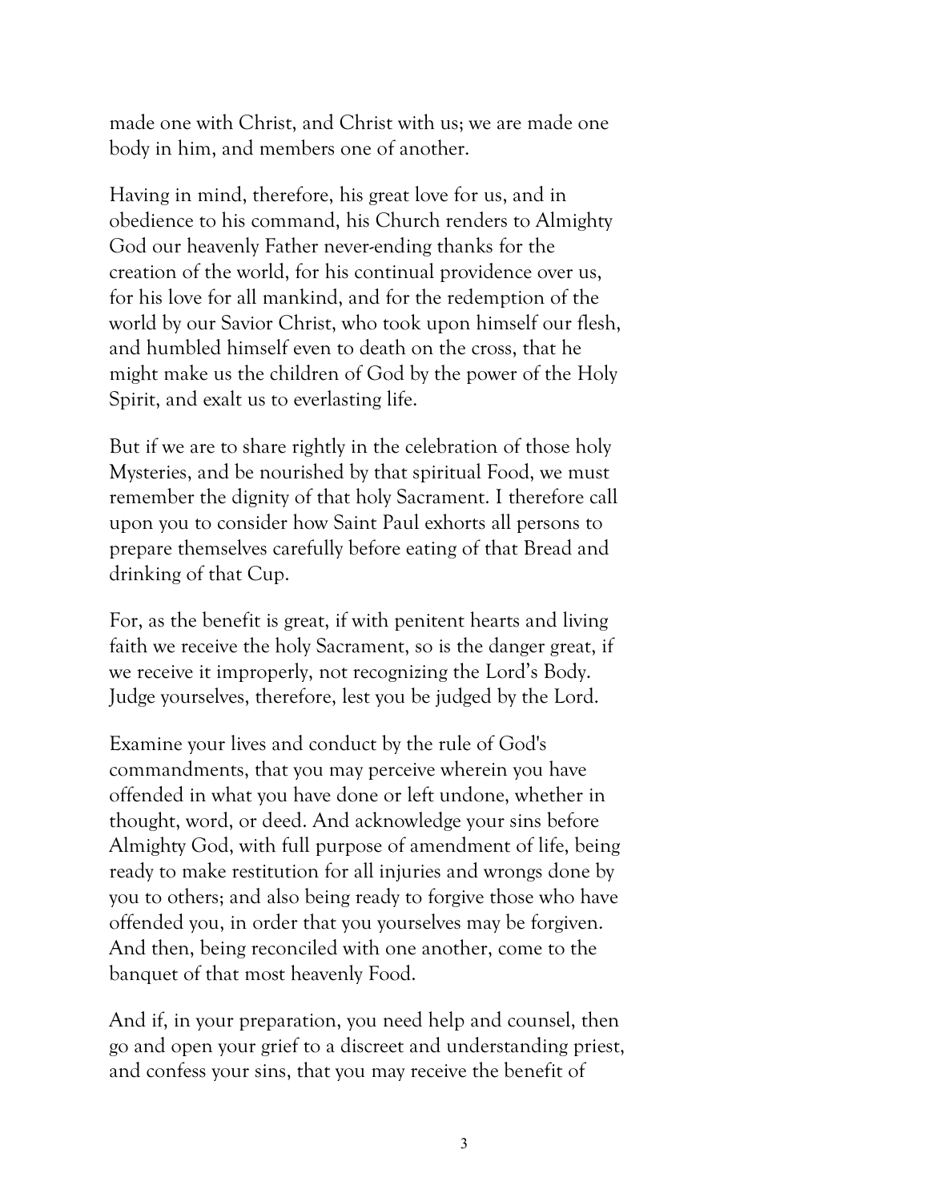made one with Christ, and Christ with us; we are made one body in him, and members one of another.

Having in mind, therefore, his great love for us, and in obedience to his command, his Church renders to Almighty God our heavenly Father never-ending thanks for the creation of the world, for his continual providence over us, for his love for all mankind, and for the redemption of the world by our Savior Christ, who took upon himself our flesh, and humbled himself even to death on the cross, that he might make us the children of God by the power of the Holy Spirit, and exalt us to everlasting life.

But if we are to share rightly in the celebration of those holy Mysteries, and be nourished by that spiritual Food, we must remember the dignity of that holy Sacrament. I therefore call upon you to consider how Saint Paul exhorts all persons to prepare themselves carefully before eating of that Bread and drinking of that Cup.

For, as the benefit is great, if with penitent hearts and living faith we receive the holy Sacrament, so is the danger great, if we receive it improperly, not recognizing the Lord's Body. Judge yourselves, therefore, lest you be judged by the Lord.

Examine your lives and conduct by the rule of God's commandments, that you may perceive wherein you have offended in what you have done or left undone, whether in thought, word, or deed. And acknowledge your sins before Almighty God, with full purpose of amendment of life, being ready to make restitution for all injuries and wrongs done by you to others; and also being ready to forgive those who have offended you, in order that you yourselves may be forgiven. And then, being reconciled with one another, come to the banquet of that most heavenly Food.

And if, in your preparation, you need help and counsel, then go and open your grief to a discreet and understanding priest, and confess your sins, that you may receive the benefit of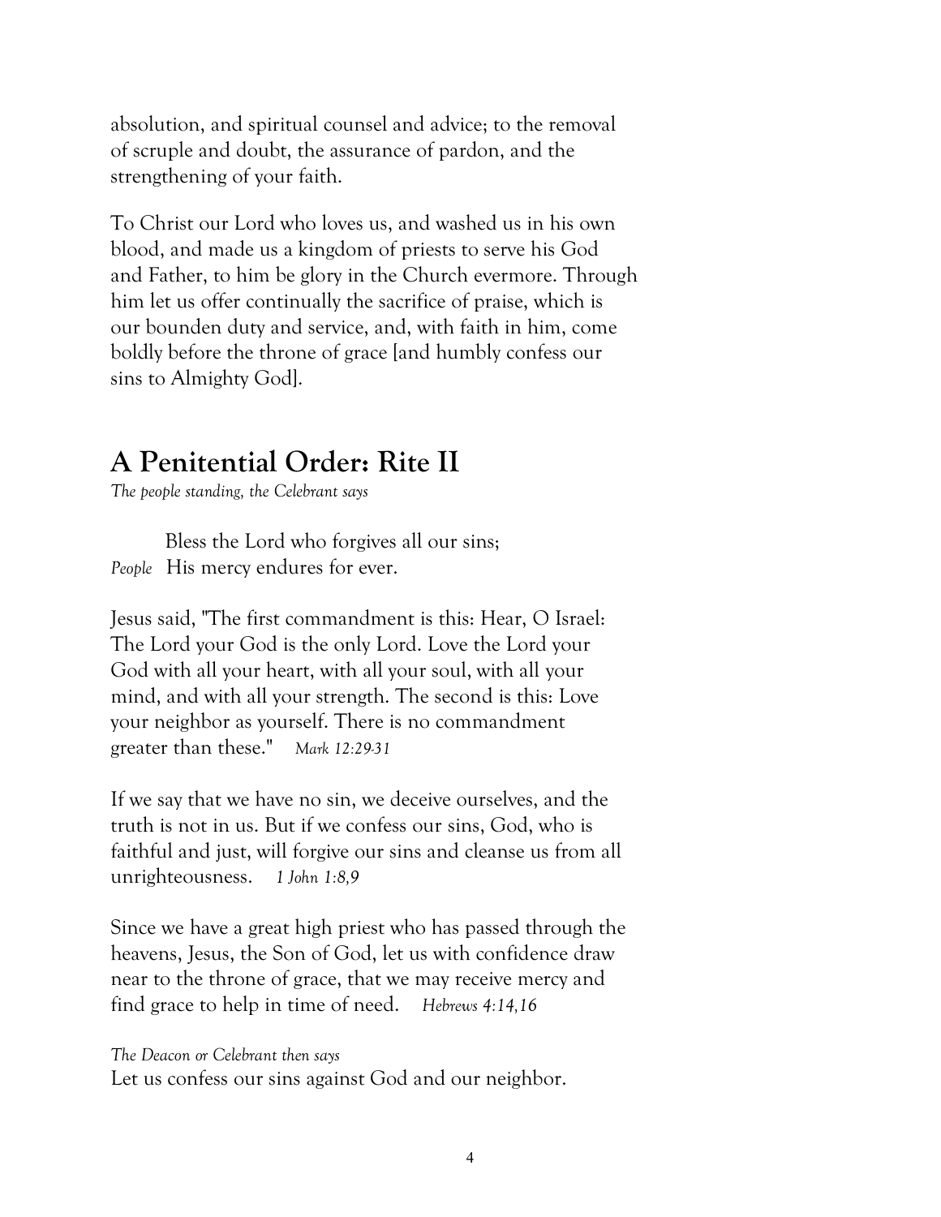absolution, and spiritual counsel and advice; to the removal of scruple and doubt, the assurance of pardon, and the strengthening of your faith.

To Christ our Lord who loves us, and washed us in his own blood, and made us a kingdom of priests to serve his God and Father, to him be glory in the Church evermore. Through him let us offer continually the sacrifice of praise, which is our bounden duty and service, and, with faith in him, come boldly before the throne of grace [and humbly confess our sins to Almighty God].

## A Penitential Order: Rite II

*The people standing, the Celebrant says*

Bless the Lord who forgives all our sins;
*People* His mercy endures for ever.

Jesus said, "The first commandment is this: Hear, O Israel: The Lord your God is the only Lord. Love the Lord your God with all your heart, with all your soul, with all your mind, and with all your strength. The second is this: Love your neighbor as yourself. There is no commandment greater than these." *Mark 12:29-31*

If we say that we have no sin, we deceive ourselves, and the truth is not in us. But if we confess our sins, God, who is faithful and just, will forgive our sins and cleanse us from all unrighteousness. *1 John 1:8,9*

Since we have a great high priest who has passed through the heavens, Jesus, the Son of God, let us with confidence draw near to the throne of grace, that we may receive mercy and find grace to help in time of need. *Hebrews 4:14,16*

*The Deacon or Celebrant then says*
Let us confess our sins against God and our neighbor.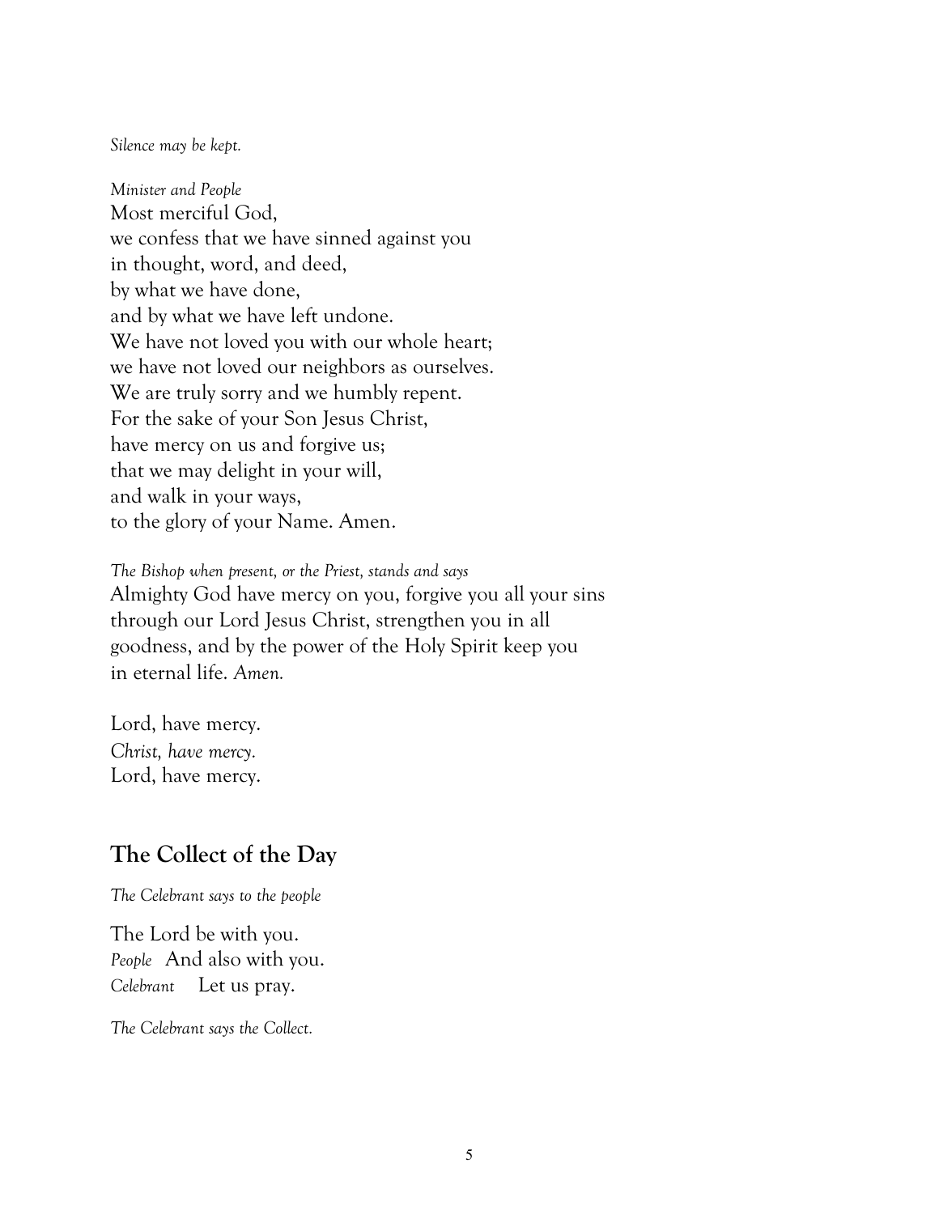*Silence may be kept.*

*Minister and People*
Most merciful God,
we confess that we have sinned against you
in thought, word, and deed,
by what we have done,
and by what we have left undone.
We have not loved you with our whole heart;
we have not loved our neighbors as ourselves.
We are truly sorry and we humbly repent.
For the sake of your Son Jesus Christ,
have mercy on us and forgive us;
that we may delight in your will,
and walk in your ways,
to the glory of your Name. Amen.

*The Bishop when present, or the Priest, stands and says*
Almighty God have mercy on you, forgive you all your sins
through our Lord Jesus Christ, strengthen you in all
goodness, and by the power of the Holy Spirit keep you
in eternal life. *Amen.*

Lord, have mercy.
*Christ, have mercy.*
Lord, have mercy.

## The Collect of the Day

*The Celebrant says to the people*

The Lord be with you.
*People* And also with you.
*Celebrant* Let us pray.

*The Celebrant says the Collect.*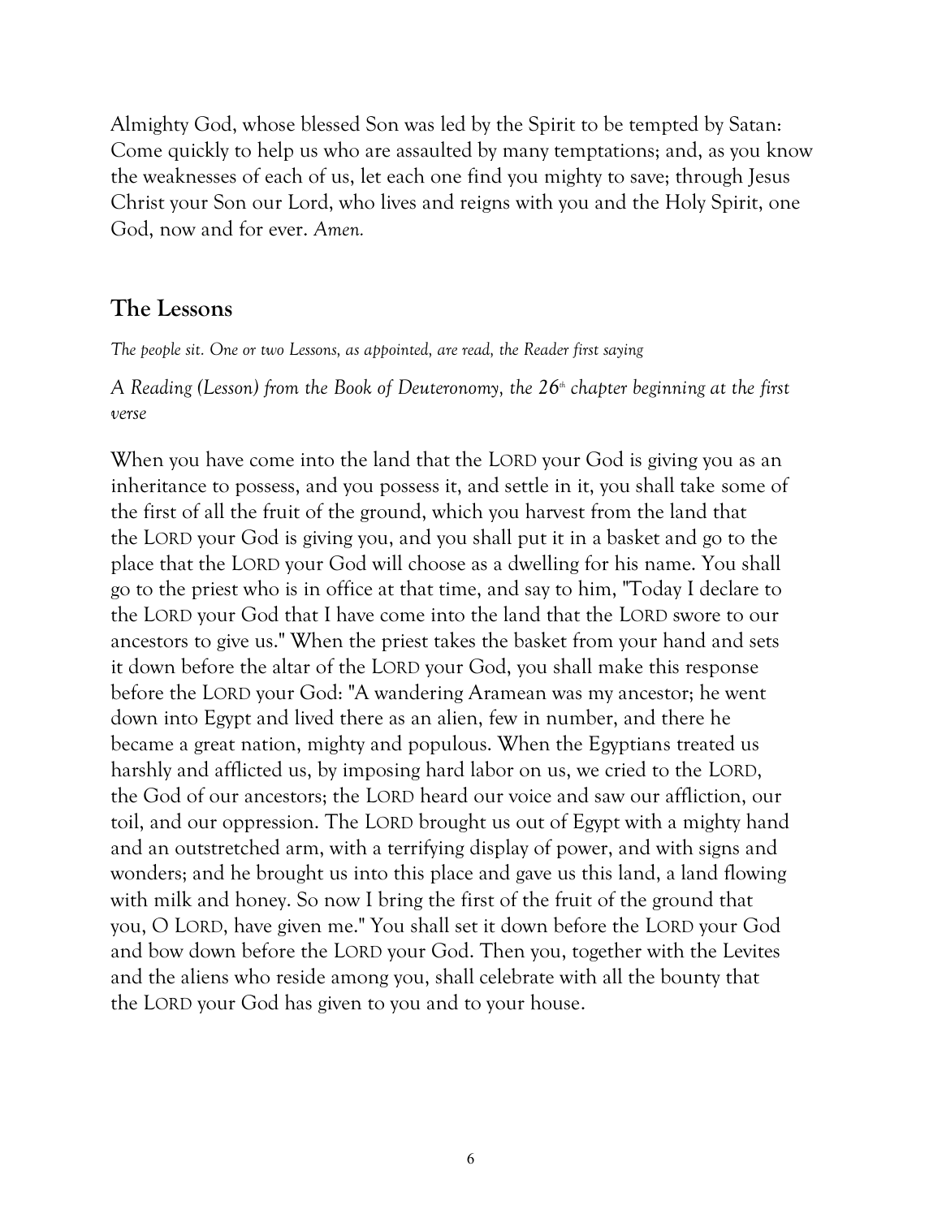Almighty God, whose blessed Son was led by the Spirit to be tempted by Satan: Come quickly to help us who are assaulted by many temptations; and, as you know the weaknesses of each of us, let each one find you mighty to save; through Jesus Christ your Son our Lord, who lives and reigns with you and the Holy Spirit, one God, now and for ever. *Amen.*

## The Lessons

*The people sit. One or two Lessons, as appointed, are read, the Reader first saying*

*A Reading (Lesson) from the Book of Deuteronomy, the 26th chapter beginning at the first verse*

When you have come into the land that the LORD your God is giving you as an inheritance to possess, and you possess it, and settle in it, you shall take some of the first of all the fruit of the ground, which you harvest from the land that the LORD your God is giving you, and you shall put it in a basket and go to the place that the LORD your God will choose as a dwelling for his name. You shall go to the priest who is in office at that time, and say to him, "Today I declare to the LORD your God that I have come into the land that the LORD swore to our ancestors to give us." When the priest takes the basket from your hand and sets it down before the altar of the LORD your God, you shall make this response before the LORD your God: "A wandering Aramean was my ancestor; he went down into Egypt and lived there as an alien, few in number, and there he became a great nation, mighty and populous. When the Egyptians treated us harshly and afflicted us, by imposing hard labor on us, we cried to the LORD, the God of our ancestors; the LORD heard our voice and saw our affliction, our toil, and our oppression. The LORD brought us out of Egypt with a mighty hand and an outstretched arm, with a terrifying display of power, and with signs and wonders; and he brought us into this place and gave us this land, a land flowing with milk and honey. So now I bring the first of the fruit of the ground that you, O LORD, have given me." You shall set it down before the LORD your God and bow down before the LORD your God. Then you, together with the Levites and the aliens who reside among you, shall celebrate with all the bounty that the LORD your God has given to you and to your house.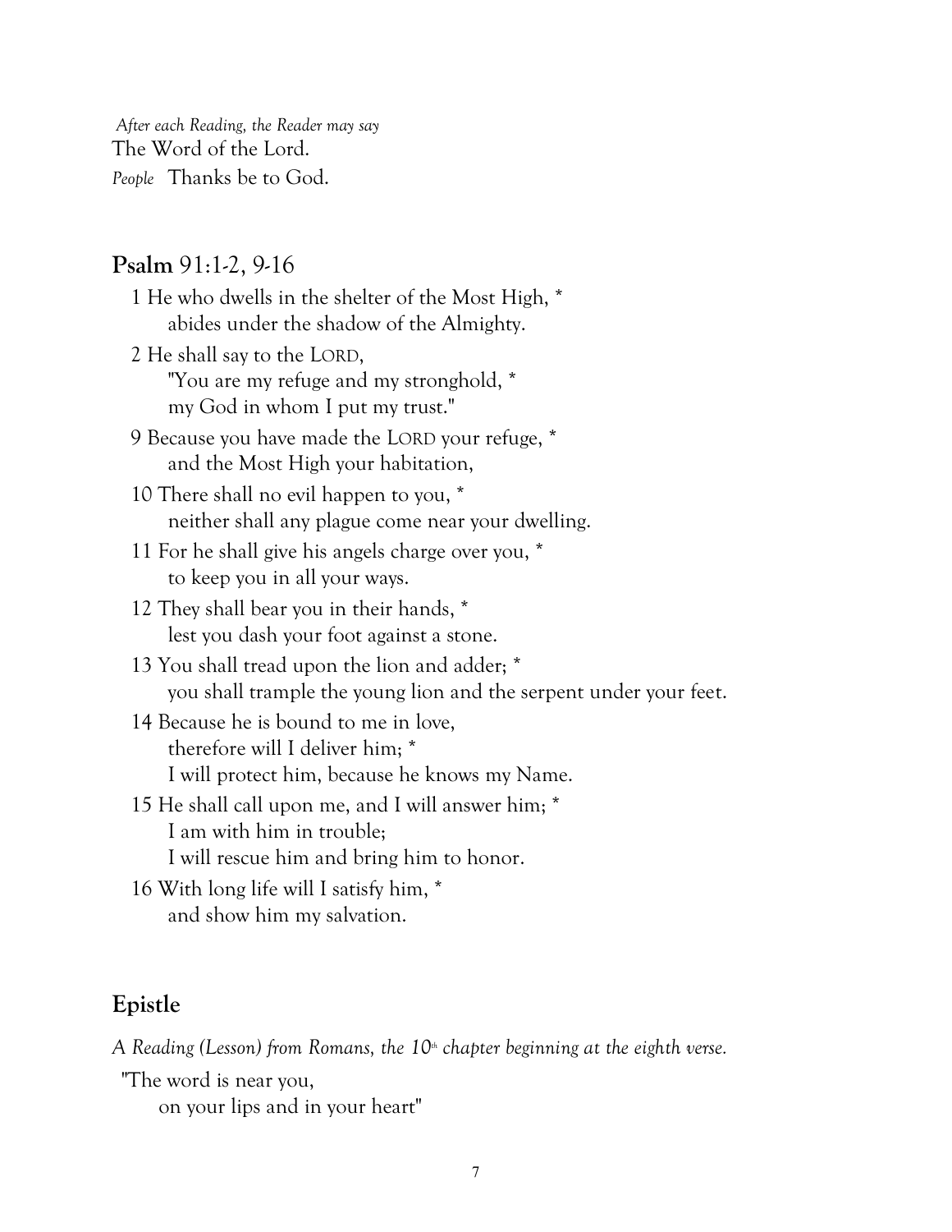*After each Reading, the Reader may say*
The Word of the Lord.
*People* Thanks be to God.

## **Psalm** 91:1-2, 9-16

1 He who dwells in the shelter of the Most High, *
  abides under the shadow of the Almighty.

2 He shall say to the LORD,
  "You are my refuge and my stronghold, *
  my God in whom I put my trust."

9 Because you have made the LORD your refuge, *
  and the Most High your habitation,

10 There shall no evil happen to you, *
  neither shall any plague come near your dwelling.

11 For he shall give his angels charge over you, *
  to keep you in all your ways.

12 They shall bear you in their hands, *
  lest you dash your foot against a stone.

13 You shall tread upon the lion and adder; *
  you shall trample the young lion and the serpent under your feet.

14 Because he is bound to me in love,
  therefore will I deliver him; *
  I will protect him, because he knows my Name.

15 He shall call upon me, and I will answer him; *
  I am with him in trouble;
  I will rescue him and bring him to honor.

16 With long life will I satisfy him, *
  and show him my salvation.

## Epistle

*A Reading (Lesson) from Romans, the 10th chapter beginning at the eighth verse.*

"The word is near you,
  on your lips and in your heart"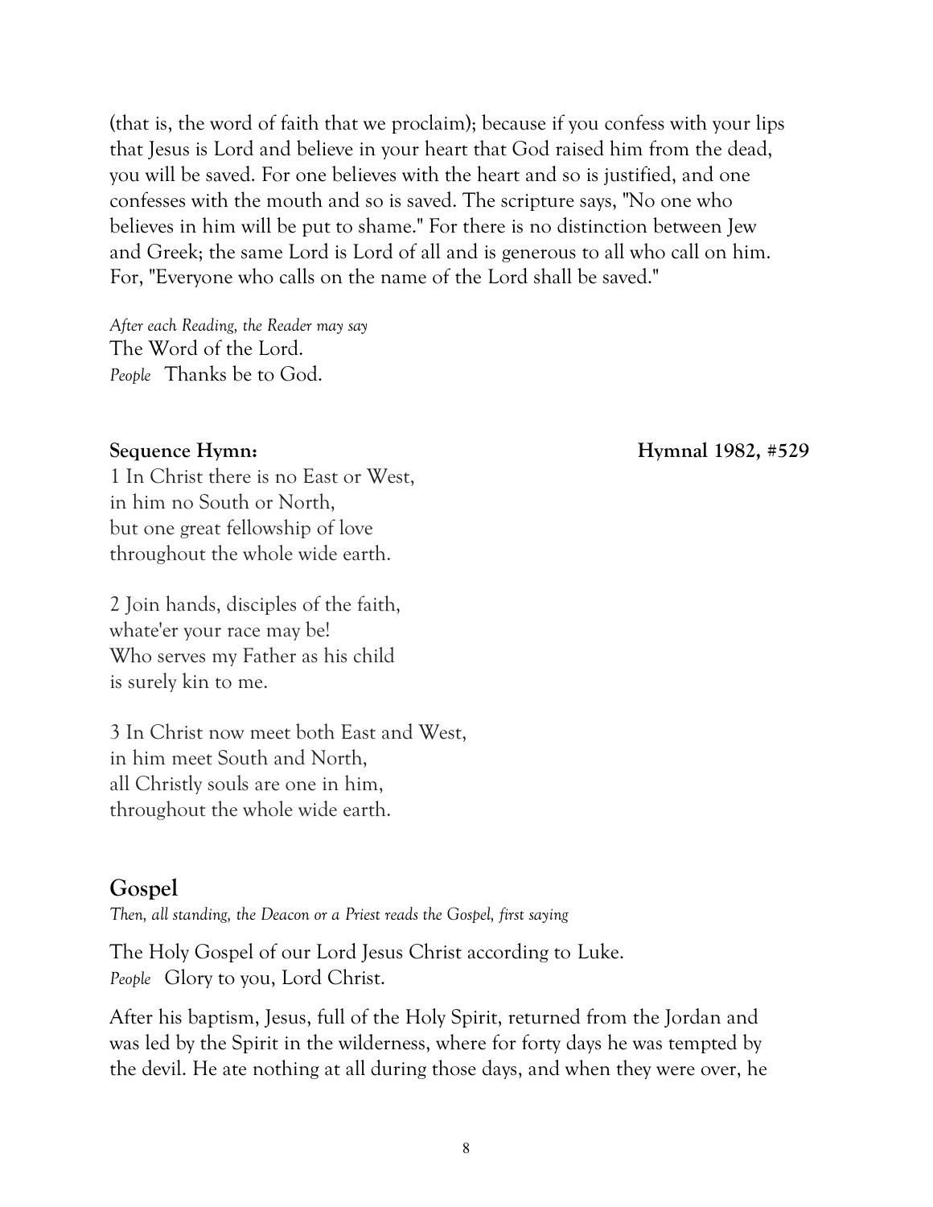(that is, the word of faith that we proclaim); because if you confess with your lips that Jesus is Lord and believe in your heart that God raised him from the dead, you will be saved. For one believes with the heart and so is justified, and one confesses with the mouth and so is saved. The scripture says, "No one who believes in him will be put to shame." For there is no distinction between Jew and Greek; the same Lord is Lord of all and is generous to all who call on him. For, "Everyone who calls on the name of the Lord shall be saved."

*After each Reading, the Reader may say*
The Word of the Lord.
*People* Thanks be to God.

**Sequence Hymn:** **Hymnal 1982, #529**

1 In Christ there is no East or West,
in him no South or North,
but one great fellowship of love
throughout the whole wide earth.

2 Join hands, disciples of the faith,
whate'er your race may be!
Who serves my Father as his child
is surely kin to me.

3 In Christ now meet both East and West,
in him meet South and North,
all Christly souls are one in him,
throughout the whole wide earth.

## Gospel

*Then, all standing, the Deacon or a Priest reads the Gospel, first saying*

The Holy Gospel of our Lord Jesus Christ according to Luke.
*People* Glory to you, Lord Christ.

After his baptism, Jesus, full of the Holy Spirit, returned from the Jordan and was led by the Spirit in the wilderness, where for forty days he was tempted by the devil. He ate nothing at all during those days, and when they were over, he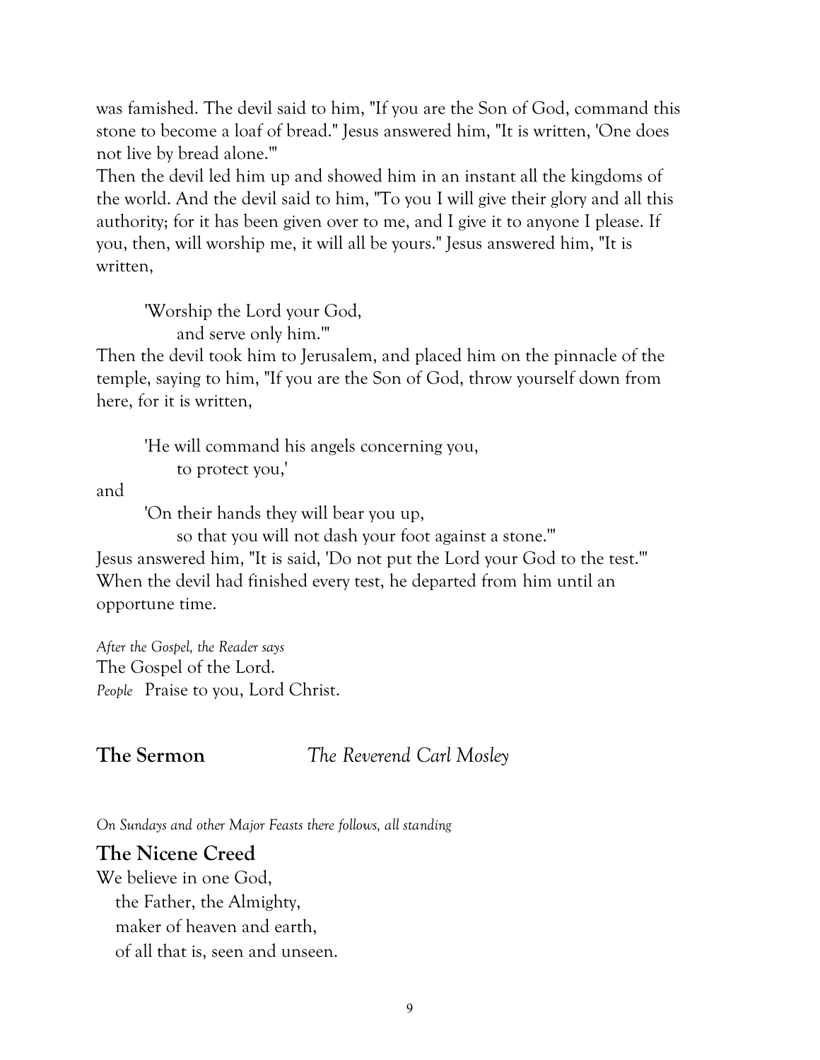was famished. The devil said to him, "If you are the Son of God, command this stone to become a loaf of bread." Jesus answered him, "It is written, 'One does not live by bread alone.'"

Then the devil led him up and showed him in an instant all the kingdoms of the world. And the devil said to him, "To you I will give their glory and all this authority; for it has been given over to me, and I give it to anyone I please. If you, then, will worship me, it will all be yours." Jesus answered him, "It is written,

> 'Worship the Lord your God,
> and serve only him.'"

Then the devil took him to Jerusalem, and placed him on the pinnacle of the temple, saying to him, "If you are the Son of God, throw yourself down from here, for it is written,

> 'He will command his angels concerning you,
> to protect you,'

and

> 'On their hands they will bear you up,
> so that you will not dash your foot against a stone.'"

Jesus answered him, "It is said, 'Do not put the Lord your God to the test.'" When the devil had finished every test, he departed from him until an opportune time.

*After the Gospel, the Reader says*
The Gospel of the Lord.
*People* Praise to you, Lord Christ.

**The Sermon** *The Reverend Carl Mosley*

*On Sundays and other Major Feasts there follows, all standing*

## The Nicene Creed

We believe in one God,
the Father, the Almighty,
maker of heaven and earth,
of all that is, seen and unseen.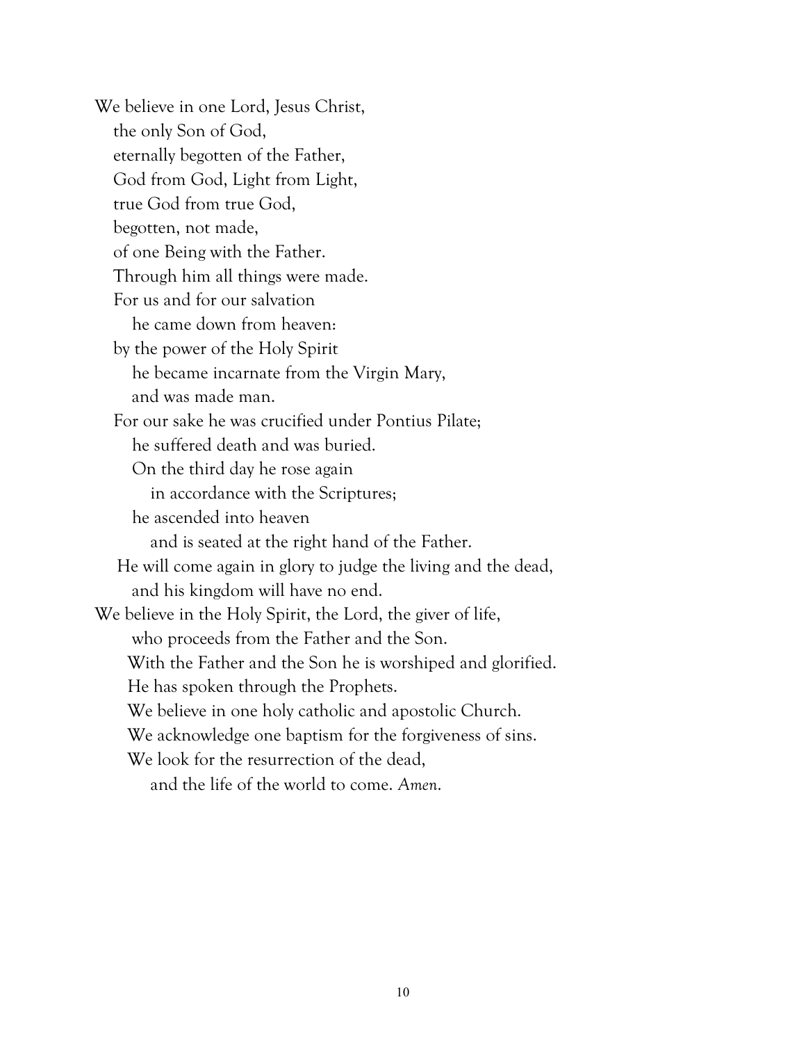We believe in one Lord, Jesus Christ,  
the only Son of God,  
eternally begotten of the Father,  
God from God, Light from Light,  
true God from true God,  
begotten, not made,  
of one Being with the Father.  
Through him all things were made.  
For us and for our salvation  
he came down from heaven:  
by the power of the Holy Spirit  
he became incarnate from the Virgin Mary,  
and was made man.  
For our sake he was crucified under Pontius Pilate;  
he suffered death and was buried.  
On the third day he rose again  
in accordance with the Scriptures;  
he ascended into heaven  
and is seated at the right hand of the Father.  
He will come again in glory to judge the living and the dead,  
and his kingdom will have no end.  
We believe in the Holy Spirit, the Lord, the giver of life,  
who proceeds from the Father and the Son.  
With the Father and the Son he is worshiped and glorified.  
He has spoken through the Prophets.  
We believe in one holy catholic and apostolic Church.  
We acknowledge one baptism for the forgiveness of sins.  
We look for the resurrection of the dead,  
and the life of the world to come. *Amen.*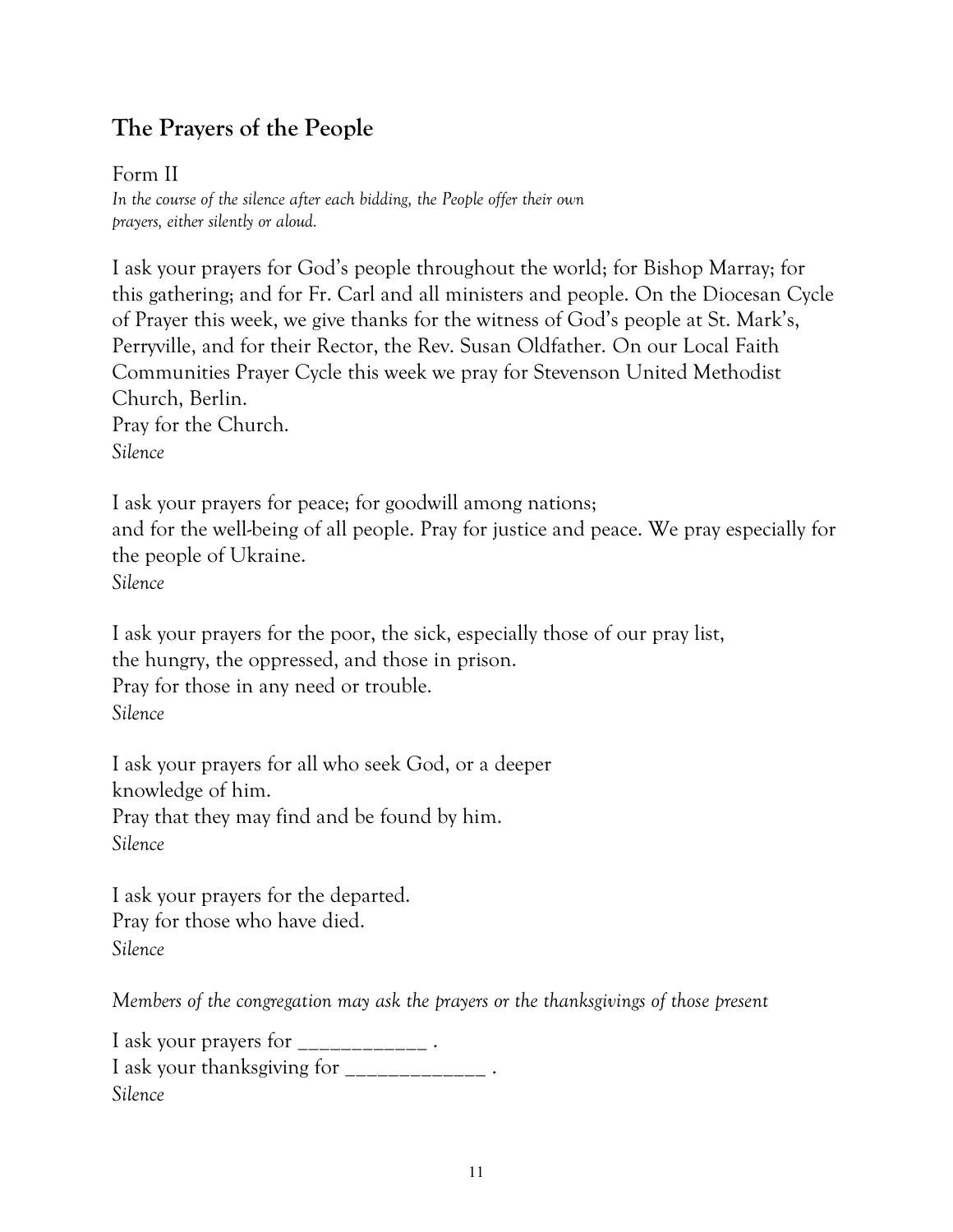## The Prayers of the People

Form II

*In the course of the silence after each bidding, the People offer their own prayers, either silently or aloud.*

I ask your prayers for God's people throughout the world; for Bishop Marray; for this gathering; and for Fr. Carl and all ministers and people. On the Diocesan Cycle of Prayer this week, we give thanks for the witness of God's people at St. Mark's, Perryville, and for their Rector, the Rev. Susan Oldfather. On our Local Faith Communities Prayer Cycle this week we pray for Stevenson United Methodist Church, Berlin.
Pray for the Church.
*Silence*

I ask your prayers for peace; for goodwill among nations;
and for the well-being of all people. Pray for justice and peace. We pray especially for the people of Ukraine.
*Silence*

I ask your prayers for the poor, the sick, especially those of our pray list,
the hungry, the oppressed, and those in prison.
Pray for those in any need or trouble.
*Silence*

I ask your prayers for all who seek God, or a deeper
knowledge of him.
Pray that they may find and be found by him.
*Silence*

I ask your prayers for the departed.
Pray for those who have died.
*Silence*

*Members of the congregation may ask the prayers or the thanksgivings of those present*

I ask your prayers for ____________ .
I ask your thanksgiving for _____________ .
*Silence*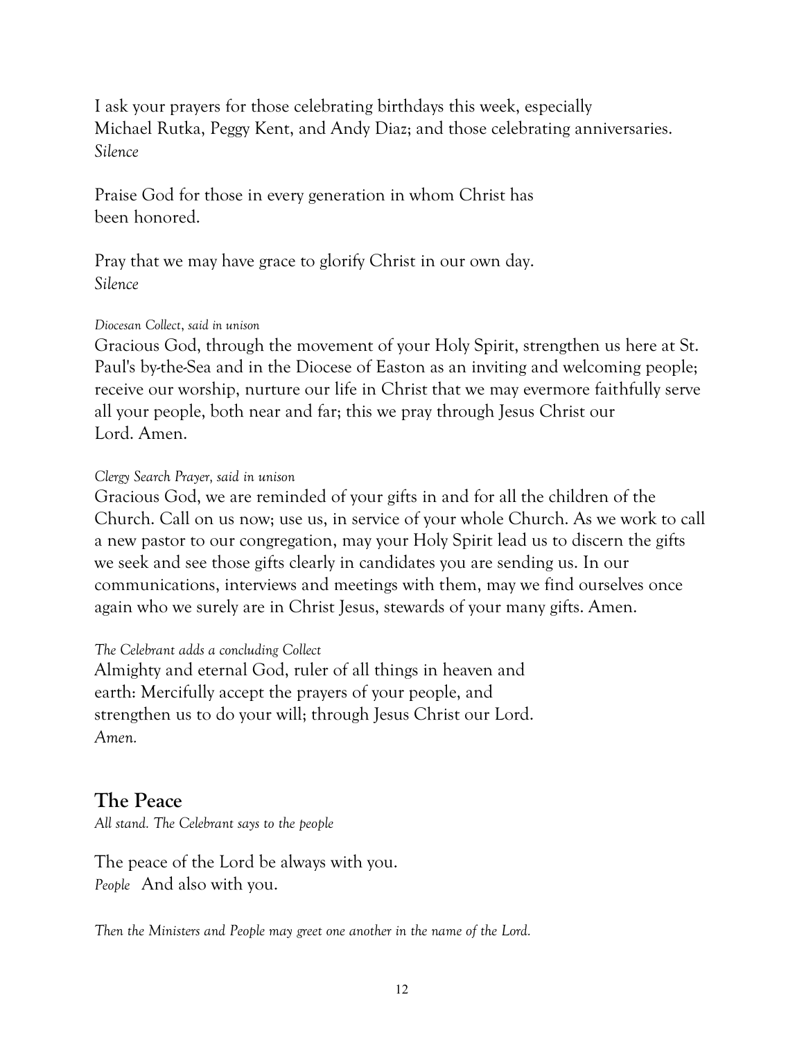I ask your prayers for those celebrating birthdays this week, especially Michael Rutka, Peggy Kent, and Andy Diaz; and those celebrating anniversaries.
*Silence*

Praise God for those in every generation in whom Christ has been honored.

Pray that we may have grace to glorify Christ in our own day.
*Silence*

*Diocesan Collect, said in unison*
Gracious God, through the movement of your Holy Spirit, strengthen us here at St. Paul's by-the-Sea and in the Diocese of Easton as an inviting and welcoming people; receive our worship, nurture our life in Christ that we may evermore faithfully serve all your people, both near and far; this we pray through Jesus Christ our Lord. Amen.

*Clergy Search Prayer, said in unison*
Gracious God, we are reminded of your gifts in and for all the children of the Church. Call on us now; use us, in service of your whole Church. As we work to call a new pastor to our congregation, may your Holy Spirit lead us to discern the gifts we seek and see those gifts clearly in candidates you are sending us. In our communications, interviews and meetings with them, may we find ourselves once again who we surely are in Christ Jesus, stewards of your many gifts. Amen.

*The Celebrant adds a concluding Collect*
Almighty and eternal God, ruler of all things in heaven and earth: Mercifully accept the prayers of your people, and strengthen us to do your will; through Jesus Christ our Lord.
*Amen.*

## The Peace

*All stand. The Celebrant says to the people*

The peace of the Lord be always with you.
*People* And also with you.

*Then the Ministers and People may greet one another in the name of the Lord.*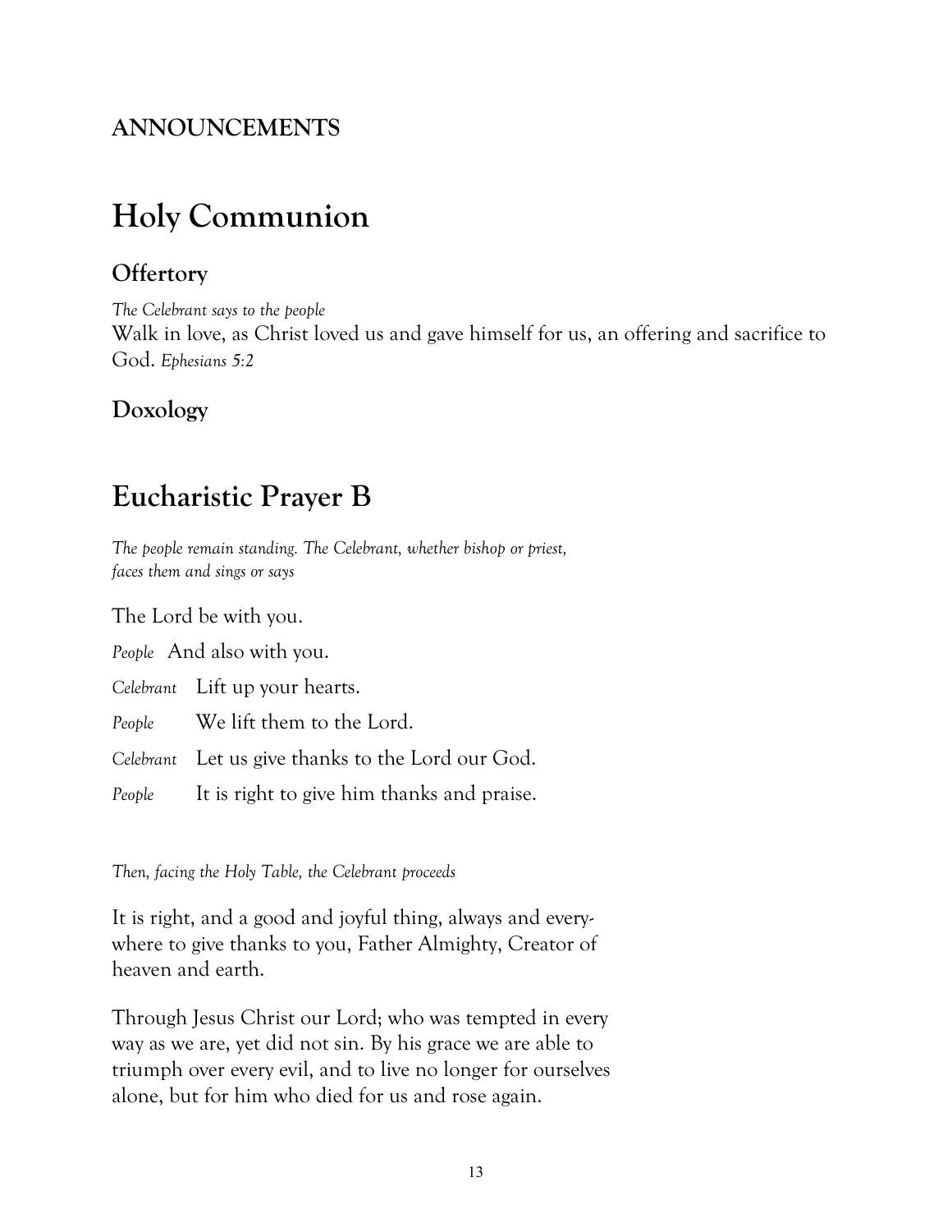## ANNOUNCEMENTS

# Holy Communion

## Offertory

*The Celebrant says to the people*

Walk in love, as Christ loved us and gave himself for us, an offering and sacrifice to God. *Ephesians 5:2*

## Doxology

# Eucharistic Prayer B

*The people remain standing. The Celebrant, whether bishop or priest, faces them and sings or says*

The Lord be with you.

*People* And also with you.

*Celebrant* Lift up your hearts.

*People* We lift them to the Lord.

*Celebrant* Let us give thanks to the Lord our God.

*People* It is right to give him thanks and praise.

*Then, facing the Holy Table, the Celebrant proceeds*

It is right, and a good and joyful thing, always and everywhere to give thanks to you, Father Almighty, Creator of heaven and earth.

Through Jesus Christ our Lord; who was tempted in every way as we are, yet did not sin. By his grace we are able to triumph over every evil, and to live no longer for ourselves alone, but for him who died for us and rose again.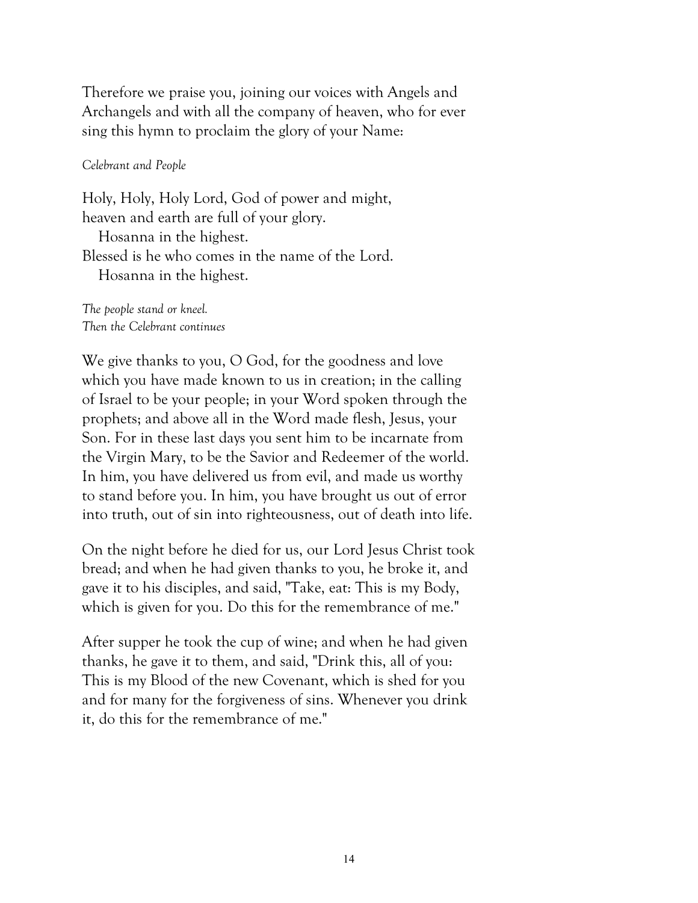Therefore we praise you, joining our voices with Angels and Archangels and with all the company of heaven, who for ever sing this hymn to proclaim the glory of your Name:

*Celebrant and People*

Holy, Holy, Holy Lord, God of power and might,  
heaven and earth are full of your glory.  
Hosanna in the highest.  
Blessed is he who comes in the name of the Lord.  
Hosanna in the highest.

*The people stand or kneel.*  
*Then the Celebrant continues*

We give thanks to you, O God, for the goodness and love which you have made known to us in creation; in the calling of Israel to be your people; in your Word spoken through the prophets; and above all in the Word made flesh, Jesus, your Son. For in these last days you sent him to be incarnate from the Virgin Mary, to be the Savior and Redeemer of the world. In him, you have delivered us from evil, and made us worthy to stand before you. In him, you have brought us out of error into truth, out of sin into righteousness, out of death into life.

On the night before he died for us, our Lord Jesus Christ took bread; and when he had given thanks to you, he broke it, and gave it to his disciples, and said, "Take, eat: This is my Body, which is given for you. Do this for the remembrance of me."

After supper he took the cup of wine; and when he had given thanks, he gave it to them, and said, "Drink this, all of you: This is my Blood of the new Covenant, which is shed for you and for many for the forgiveness of sins. Whenever you drink it, do this for the remembrance of me."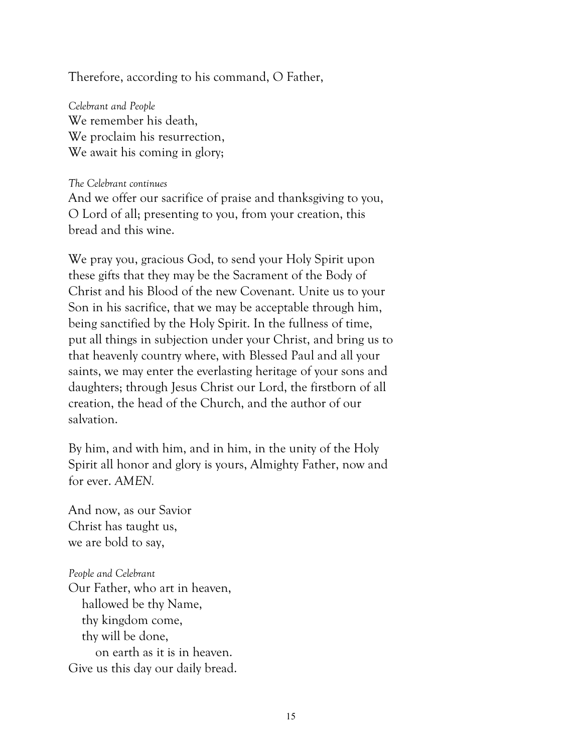Therefore, according to his command, O Father,

*Celebrant and People*
We remember his death,
We proclaim his resurrection,
We await his coming in glory;

*The Celebrant continues*
And we offer our sacrifice of praise and thanksgiving to you, O Lord of all; presenting to you, from your creation, this bread and this wine.

We pray you, gracious God, to send your Holy Spirit upon these gifts that they may be the Sacrament of the Body of Christ and his Blood of the new Covenant. Unite us to your Son in his sacrifice, that we may be acceptable through him, being sanctified by the Holy Spirit. In the fullness of time, put all things in subjection under your Christ, and bring us to that heavenly country where, with Blessed Paul and all your saints, we may enter the everlasting heritage of your sons and daughters; through Jesus Christ our Lord, the firstborn of all creation, the head of the Church, and the author of our salvation.

By him, and with him, and in him, in the unity of the Holy Spirit all honor and glory is yours, Almighty Father, now and for ever. *AMEN.*

And now, as our Savior
Christ has taught us,
we are bold to say,

*People and Celebrant*
Our Father, who art in heaven,
   hallowed be thy Name,
   thy kingdom come,
   thy will be done,
      on earth as it is in heaven.
Give us this day our daily bread.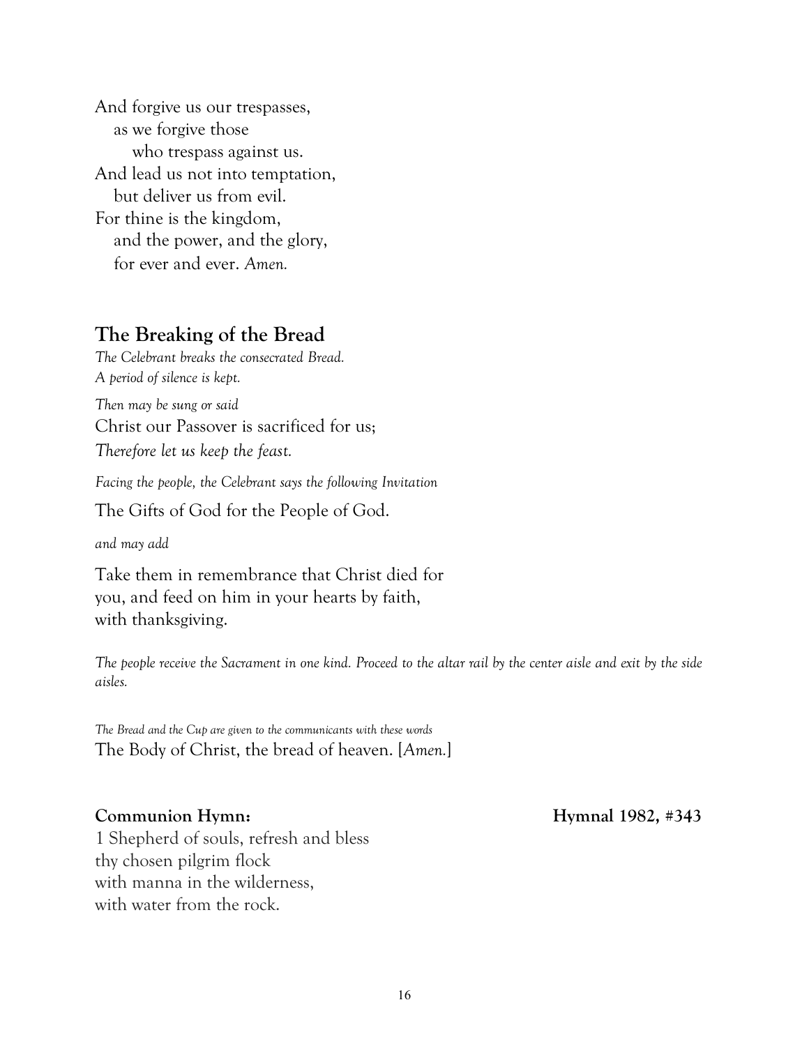And forgive us our trespasses,
as we forgive those
who trespass against us.
And lead us not into temptation,
but deliver us from evil.
For thine is the kingdom,
and the power, and the glory,
for ever and ever. *Amen.*

## The Breaking of the Bread

*The Celebrant breaks the consecrated Bread.*
*A period of silence is kept.*

*Then may be sung or said*

Christ our Passover is sacrificed for us;
*Therefore let us keep the feast.*

*Facing the people, the Celebrant says the following Invitation*

The Gifts of God for the People of God.

*and may add*

Take them in remembrance that Christ died for you, and feed on him in your hearts by faith, with thanksgiving.

*The people receive the Sacrament in one kind. Proceed to the altar rail by the center aisle and exit by the side aisles.*

*The Bread and the Cup are given to the communicants with these words*

The Body of Christ, the bread of heaven. [*Amen.*]

**Communion Hymn: Hymnal 1982, #343**

1 Shepherd of souls, refresh and bless
thy chosen pilgrim flock
with manna in the wilderness,
with water from the rock.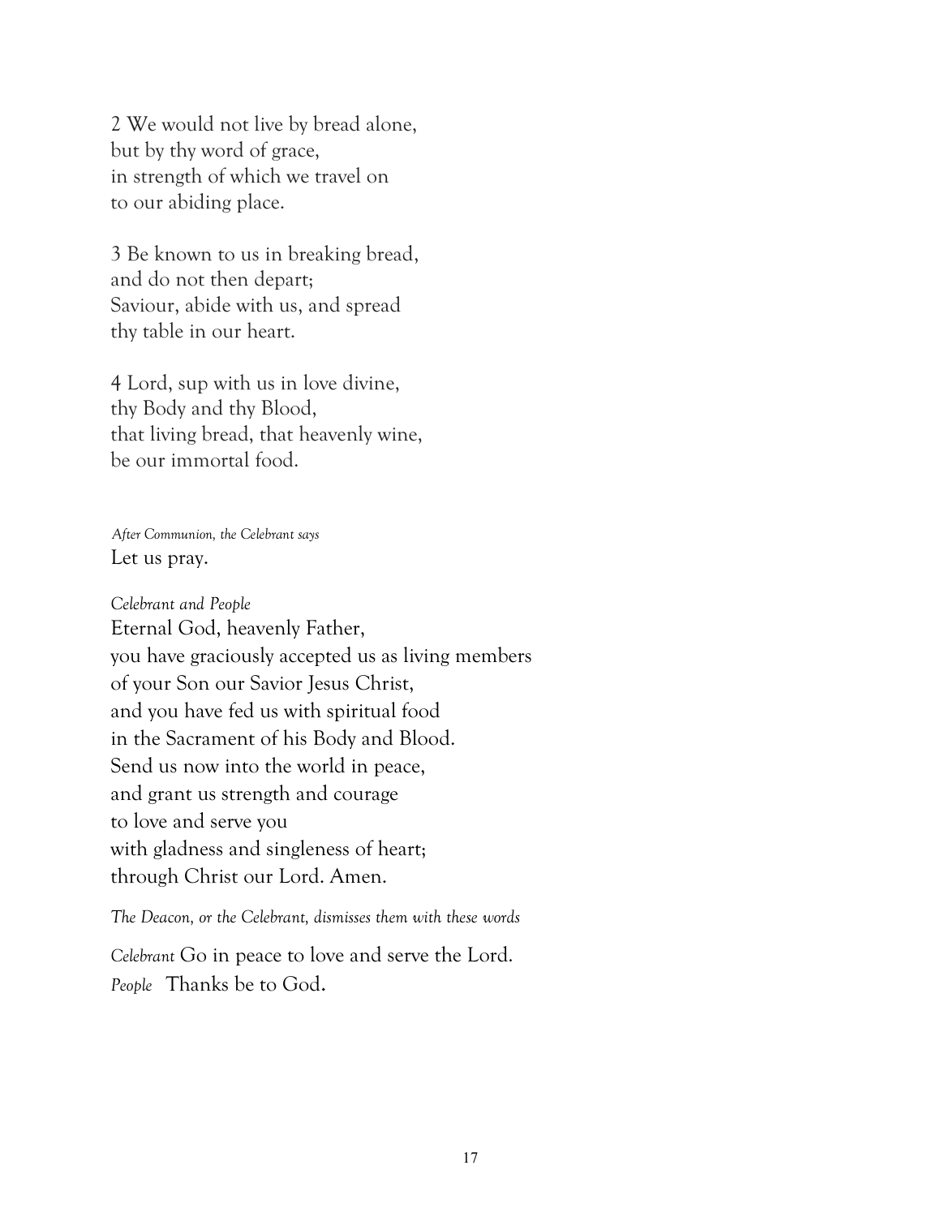2 We would not live by bread alone,
but by thy word of grace,
in strength of which we travel on
to our abiding place.

3 Be known to us in breaking bread,
and do not then depart;
Saviour, abide with us, and spread
thy table in our heart.

4 Lord, sup with us in love divine,
thy Body and thy Blood,
that living bread, that heavenly wine,
be our immortal food.

*After Communion, the Celebrant says*
Let us pray.

*Celebrant and People*
Eternal God, heavenly Father,
you have graciously accepted us as living members
of your Son our Savior Jesus Christ,
and you have fed us with spiritual food
in the Sacrament of his Body and Blood.
Send us now into the world in peace,
and grant us strength and courage
to love and serve you
with gladness and singleness of heart;
through Christ our Lord. Amen.

*The Deacon, or the Celebrant, dismisses them with these words*

*Celebrant* Go in peace to love and serve the Lord.
*People* Thanks be to God.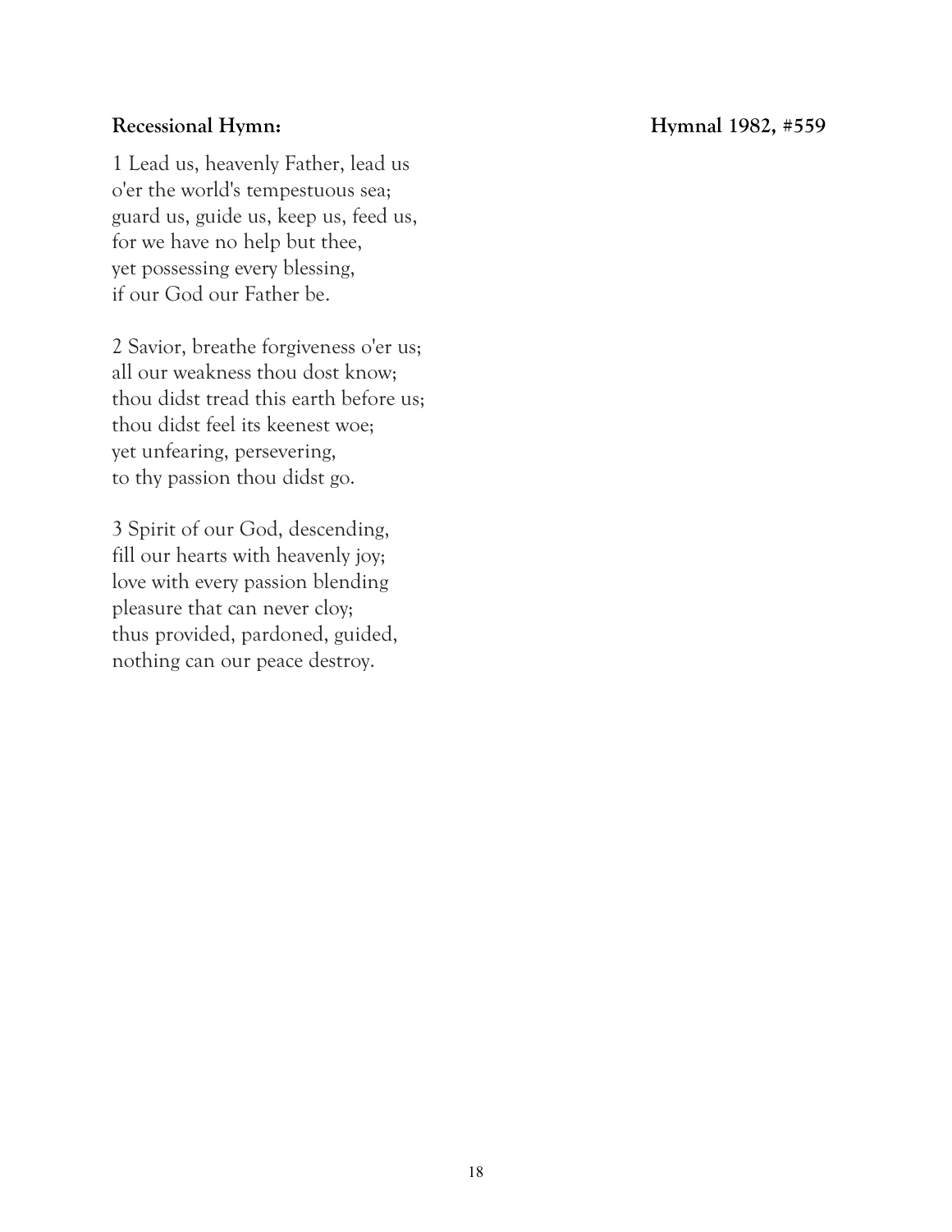**Recessional Hymn:** **Hymnal 1982, #559**

1 Lead us, heavenly Father, lead us
o'er the world's tempestuous sea;
guard us, guide us, keep us, feed us,
for we have no help but thee,
yet possessing every blessing,
if our God our Father be.

2 Savior, breathe forgiveness o'er us;
all our weakness thou dost know;
thou didst tread this earth before us;
thou didst feel its keenest woe;
yet unfearing, persevering,
to thy passion thou didst go.

3 Spirit of our God, descending,
fill our hearts with heavenly joy;
love with every passion blending
pleasure that can never cloy;
thus provided, pardoned, guided,
nothing can our peace destroy.